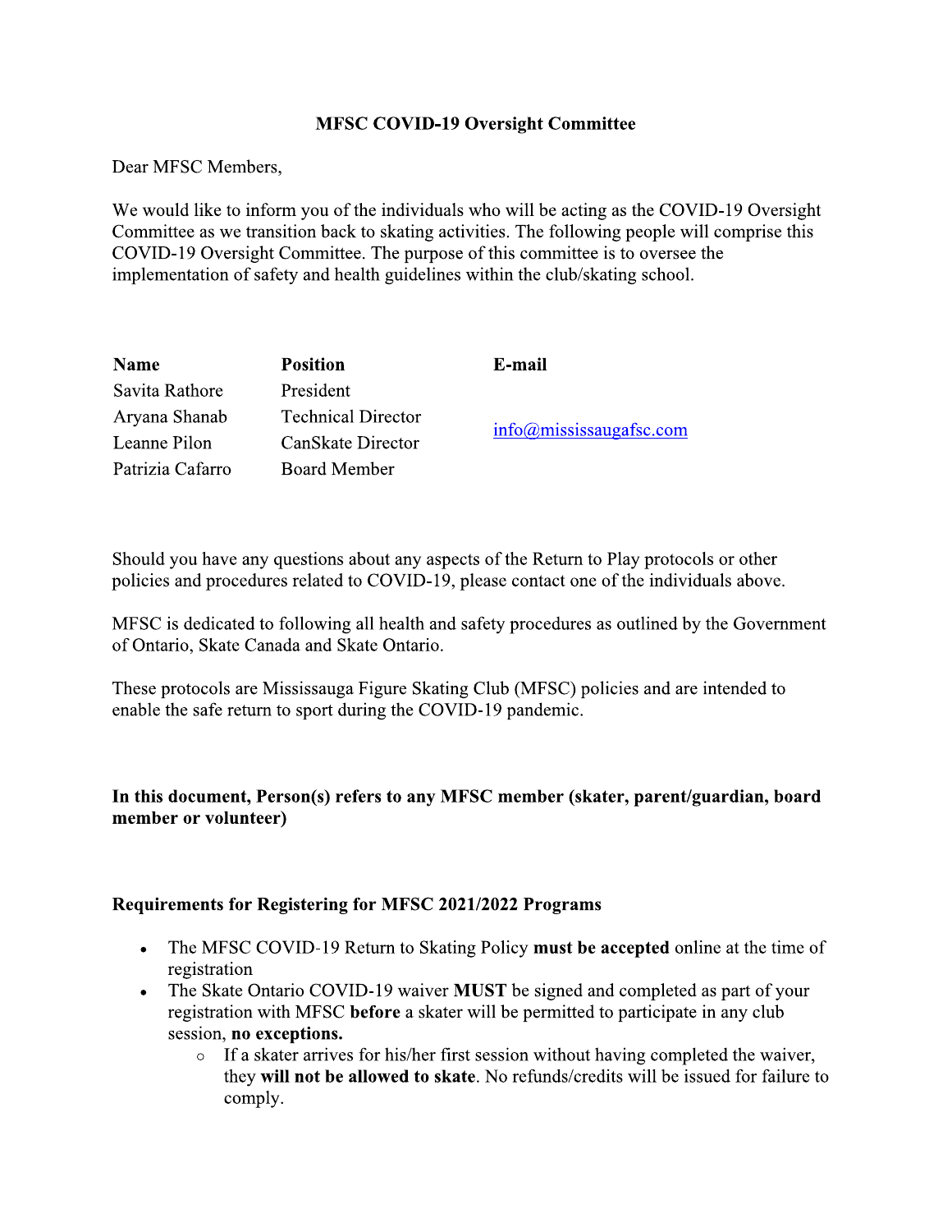## MFSC COVID-19 Oversight Committee

Dear MFSC Members,

We would like to inform you of the individuals who will be acting as the COVID-19 Oversight Committee as we transition back to skating activities. The following people will comprise this COVID-19 Oversight Committee. The purpose of this committee is to oversee the implementation of safety and health guidelines within the club/skating school.

| Name | Position | E-mail |
|---|---|---|
| Savita Rathore | President | info@mississaugafsc.com |
| Aryana Shanab | Technical Director | |
| Leanne Pilon | CanSkate Director | |
| Patrizia Cafarro | Board Member | |

Should you have any questions about any aspects of the Return to Play protocols or other policies and procedures related to COVID-19, please contact one of the individuals above.

MFSC is dedicated to following all health and safety procedures as outlined by the Government of Ontario, Skate Canada and Skate Ontario.

These protocols are Mississauga Figure Skating Club (MFSC) policies and are intended to enable the safe return to sport during the COVID-19 pandemic.

**In this document, Person(s) refers to any MFSC member (skater, parent/guardian, board member or volunteer)**

### Requirements for Registering for MFSC 2021/2022 Programs

- The MFSC COVID-19 Return to Skating Policy **must be accepted** online at the time of registration
- The Skate Ontario COVID-19 waiver **MUST** be signed and completed as part of your registration with MFSC **before** a skater will be permitted to participate in any club session, **no exceptions.**
  - If a skater arrives for his/her first session without having completed the waiver, they **will not be allowed to skate**. No refunds/credits will be issued for failure to comply.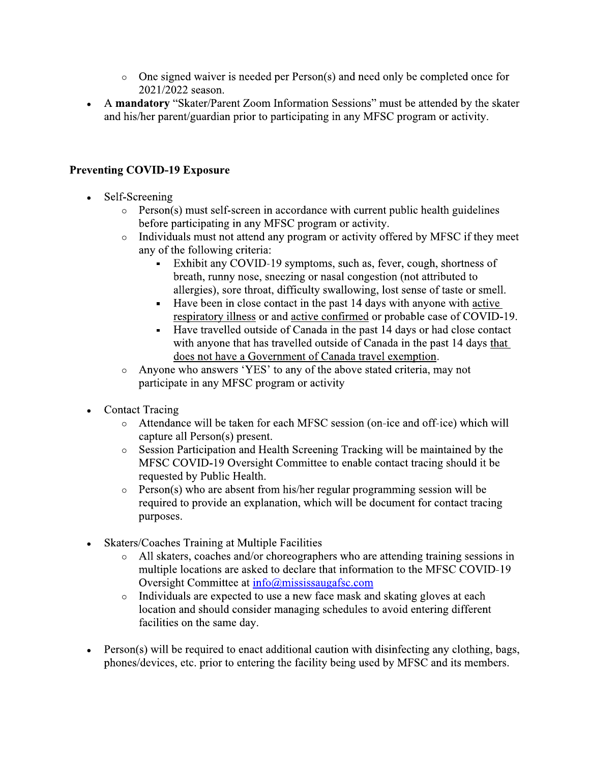- One signed waiver is needed per Person(s) and need only be completed once for 2021/2022 season.
- A **mandatory** "Skater/Parent Zoom Information Sessions" must be attended by the skater and his/her parent/guardian prior to participating in any MFSC program or activity.

**Preventing COVID-19 Exposure**

- Self-Screening
  - Person(s) must self-screen in accordance with current public health guidelines before participating in any MFSC program or activity.
  - Individuals must not attend any program or activity offered by MFSC if they meet any of the following criteria:
    - Exhibit any COVID-19 symptoms, such as, fever, cough, shortness of breath, runny nose, sneezing or nasal congestion (not attributed to allergies), sore throat, difficulty swallowing, lost sense of taste or smell.
    - Have been in close contact in the past 14 days with anyone with <u>active respiratory illness</u> or and <u>active confirmed</u> or probable case of COVID-19.
    - Have travelled outside of Canada in the past 14 days or had close contact with anyone that has travelled outside of Canada in the past 14 days <u>that does not have a Government of Canada travel exemption</u>.
  - Anyone who answers 'YES' to any of the above stated criteria, may not participate in any MFSC program or activity

- Contact Tracing
  - Attendance will be taken for each MFSC session (on-ice and off-ice) which will capture all Person(s) present.
  - Session Participation and Health Screening Tracking will be maintained by the MFSC COVID-19 Oversight Committee to enable contact tracing should it be requested by Public Health.
  - Person(s) who are absent from his/her regular programming session will be required to provide an explanation, which will be document for contact tracing purposes.

- Skaters/Coaches Training at Multiple Facilities
  - All skaters, coaches and/or choreographers who are attending training sessions in multiple locations are asked to declare that information to the MFSC COVID-19 Oversight Committee at info@mississaugafsc.com
  - Individuals are expected to use a new face mask and skating gloves at each location and should consider managing schedules to avoid entering different facilities on the same day.

- Person(s) will be required to enact additional caution with disinfecting any clothing, bags, phones/devices, etc. prior to entering the facility being used by MFSC and its members.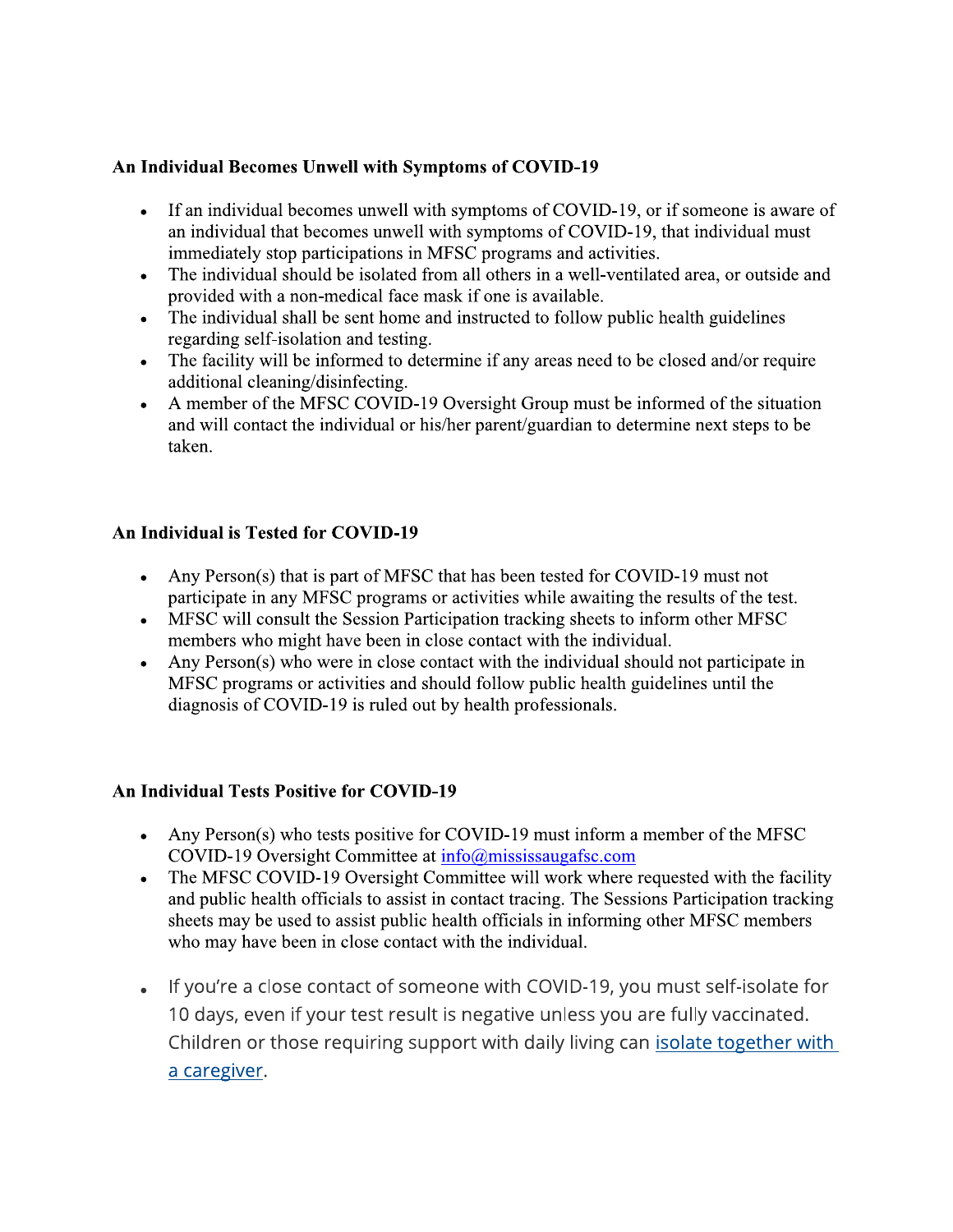### An Individual Becomes Unwell with Symptoms of COVID-19

- If an individual becomes unwell with symptoms of COVID-19, or if someone is aware of an individual that becomes unwell with symptoms of COVID-19, that individual must immediately stop participations in MFSC programs and activities.
- The individual should be isolated from all others in a well-ventilated area, or outside and provided with a non-medical face mask if one is available.
- The individual shall be sent home and instructed to follow public health guidelines regarding self-isolation and testing.
- The facility will be informed to determine if any areas need to be closed and/or require additional cleaning/disinfecting.
- A member of the MFSC COVID-19 Oversight Group must be informed of the situation and will contact the individual or his/her parent/guardian to determine next steps to be taken.

### An Individual is Tested for COVID-19

- Any Person(s) that is part of MFSC that has been tested for COVID-19 must not participate in any MFSC programs or activities while awaiting the results of the test.
- MFSC will consult the Session Participation tracking sheets to inform other MFSC members who might have been in close contact with the individual.
- Any Person(s) who were in close contact with the individual should not participate in MFSC programs or activities and should follow public health guidelines until the diagnosis of COVID-19 is ruled out by health professionals.

### An Individual Tests Positive for COVID-19

- Any Person(s) who tests positive for COVID-19 must inform a member of the MFSC COVID-19 Oversight Committee at info@mississaugafsc.com
- The MFSC COVID-19 Oversight Committee will work where requested with the facility and public health officials to assist in contact tracing. The Sessions Participation tracking sheets may be used to assist public health officials in informing other MFSC members who may have been in close contact with the individual.
- If you're a close contact of someone with COVID-19, you must self-isolate for 10 days, even if your test result is negative unless you are fully vaccinated. Children or those requiring support with daily living can isolate together with a caregiver.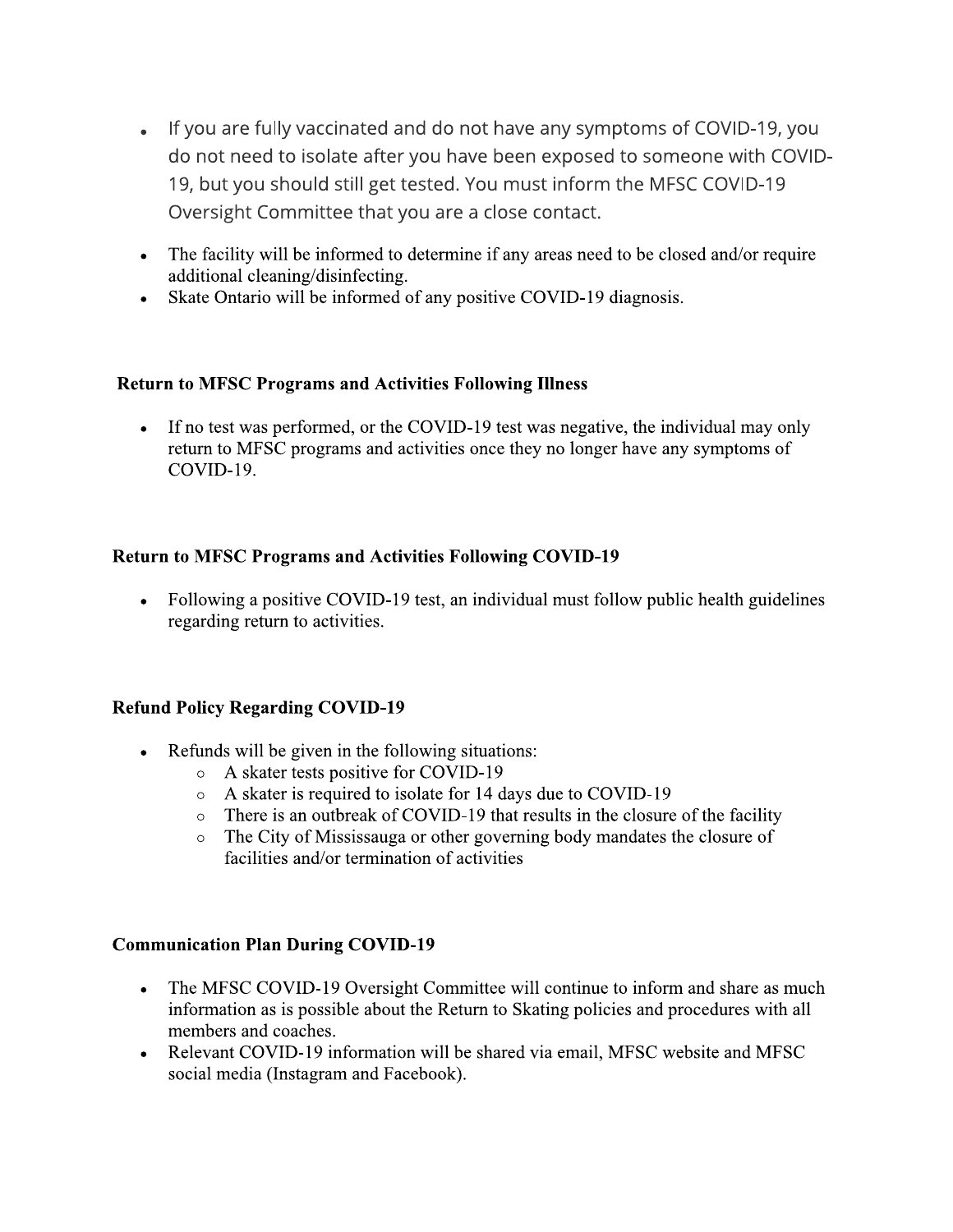- If you are fully vaccinated and do not have any symptoms of COVID-19, you do not need to isolate after you have been exposed to someone with COVID-19, but you should still get tested. You must inform the MFSC COVID-19 Oversight Committee that you are a close contact.
- The facility will be informed to determine if any areas need to be closed and/or require additional cleaning/disinfecting.
- Skate Ontario will be informed of any positive COVID-19 diagnosis.

## Return to MFSC Programs and Activities Following Illness

- If no test was performed, or the COVID-19 test was negative, the individual may only return to MFSC programs and activities once they no longer have any symptoms of COVID-19.

## Return to MFSC Programs and Activities Following COVID-19

- Following a positive COVID-19 test, an individual must follow public health guidelines regarding return to activities.

## Refund Policy Regarding COVID-19

- Refunds will be given in the following situations:
  - A skater tests positive for COVID-19
  - A skater is required to isolate for 14 days due to COVID-19
  - There is an outbreak of COVID-19 that results in the closure of the facility
  - The City of Mississauga or other governing body mandates the closure of facilities and/or termination of activities

## Communication Plan During COVID-19

- The MFSC COVID-19 Oversight Committee will continue to inform and share as much information as is possible about the Return to Skating policies and procedures with all members and coaches.
- Relevant COVID-19 information will be shared via email, MFSC website and MFSC social media (Instagram and Facebook).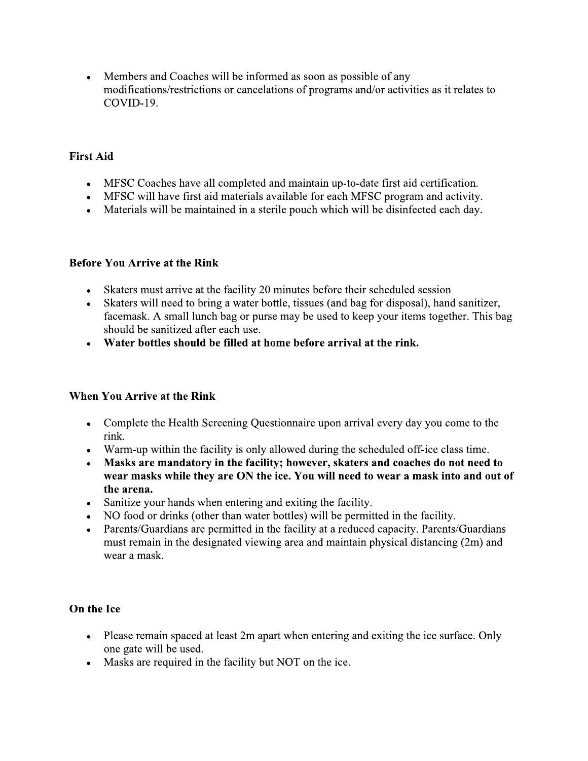- Members and Coaches will be informed as soon as possible of any modifications/restrictions or cancelations of programs and/or activities as it relates to COVID-19.

**First Aid**

- MFSC Coaches have all completed and maintain up-to-date first aid certification.
- MFSC will have first aid materials available for each MFSC program and activity.
- Materials will be maintained in a sterile pouch which will be disinfected each day.

**Before You Arrive at the Rink**

- Skaters must arrive at the facility 20 minutes before their scheduled session
- Skaters will need to bring a water bottle, tissues (and bag for disposal), hand sanitizer, facemask. A small lunch bag or purse may be used to keep your items together. This bag should be sanitized after each use.
- **Water bottles should be filled at home before arrival at the rink.**

**When You Arrive at the Rink**

- Complete the Health Screening Questionnaire upon arrival every day you come to the rink.
- Warm-up within the facility is only allowed during the scheduled off-ice class time.
- **Masks are mandatory in the facility; however, skaters and coaches do not need to wear masks while they are ON the ice. You will need to wear a mask into and out of the arena.**
- Sanitize your hands when entering and exiting the facility.
- NO food or drinks (other than water bottles) will be permitted in the facility.
- Parents/Guardians are permitted in the facility at a reduced capacity. Parents/Guardians must remain in the designated viewing area and maintain physical distancing (2m) and wear a mask.

**On the Ice**

- Please remain spaced at least 2m apart when entering and exiting the ice surface. Only one gate will be used.
- Masks are required in the facility but NOT on the ice.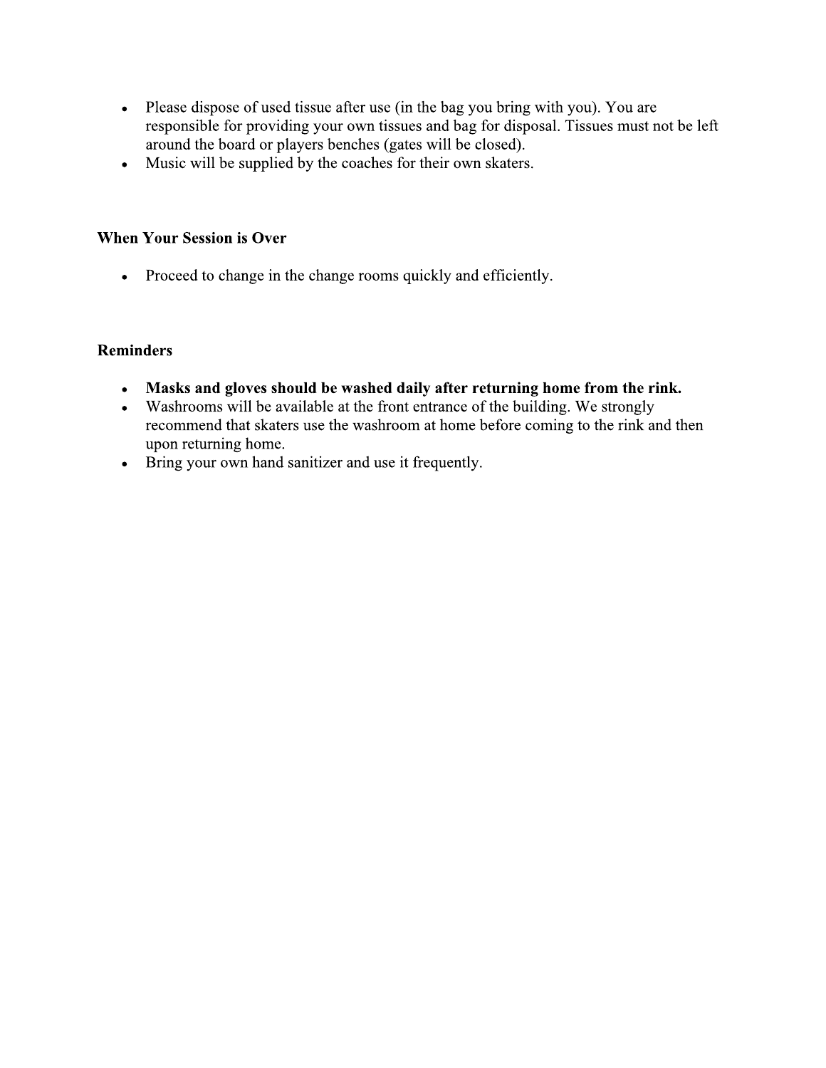- Please dispose of used tissue after use (in the bag you bring with you). You are responsible for providing your own tissues and bag for disposal. Tissues must not be left around the board or players benches (gates will be closed).
- Music will be supplied by the coaches for their own skaters.

### When Your Session is Over

- Proceed to change in the change rooms quickly and efficiently.

### Reminders

- **Masks and gloves should be washed daily after returning home from the rink.**
- Washrooms will be available at the front entrance of the building. We strongly recommend that skaters use the washroom at home before coming to the rink and then upon returning home.
- Bring your own hand sanitizer and use it frequently.